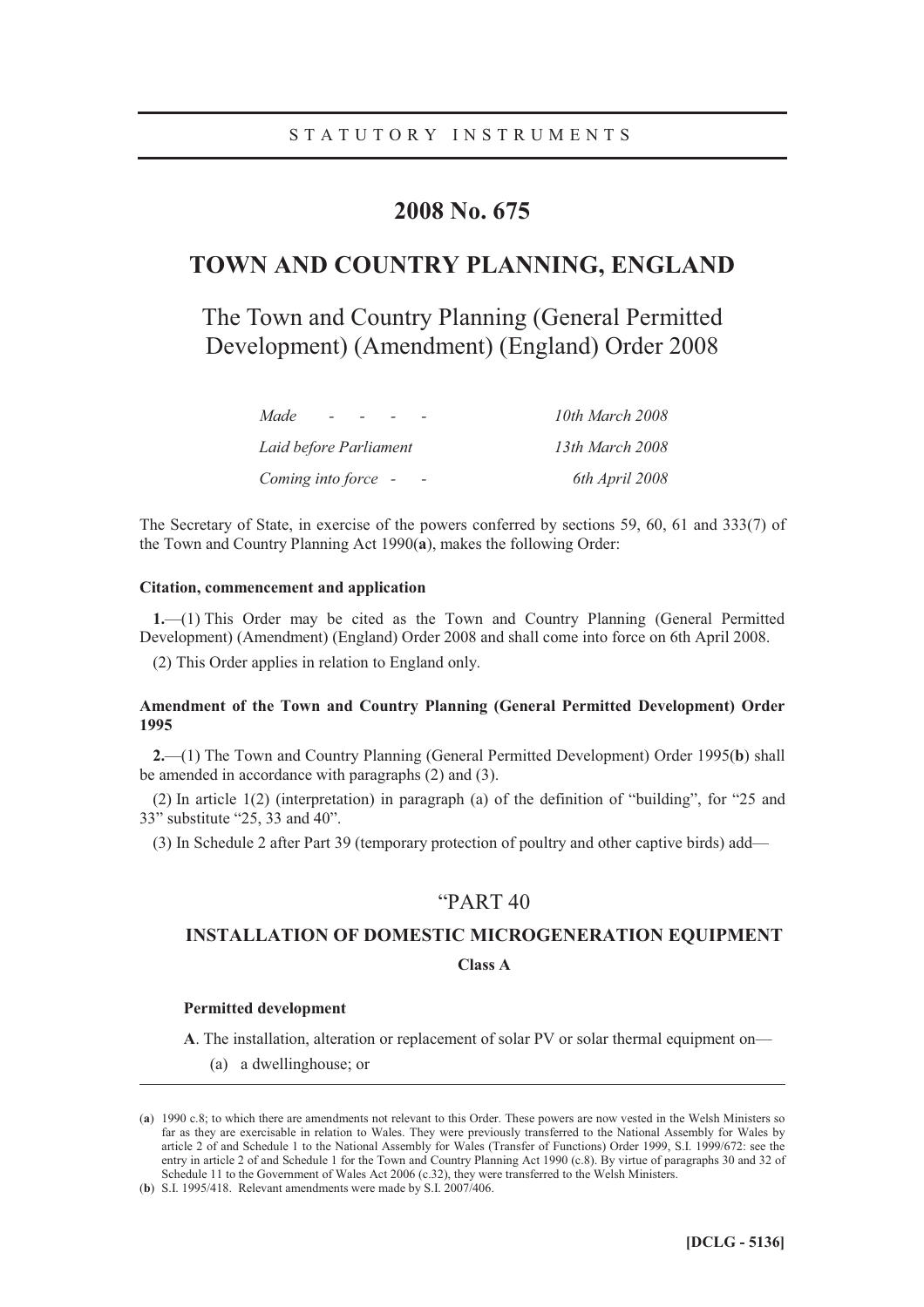STATUTORY INSTRUMENTS

# 2008 No. 675

# TOWN AND COUNTRY PLANNING, ENGLAND

## The Town and Country Planning (General Permitted Development) (Amendment) (England) Order 2008

| | |
|---|---|
| *Made - - - -* | *10th March 2008* |
| *Laid before Parliament* | *13th March 2008* |
| *Coming into force - -* | *6th April 2008* |

The Secretary of State, in exercise of the powers conferred by sections 59, 60, 61 and 333(7) of the Town and Country Planning Act 1990(**a**), makes the following Order:

**Citation, commencement and application**

**1.**—(1) This Order may be cited as the Town and Country Planning (General Permitted Development) (Amendment) (England) Order 2008 and shall come into force on 6th April 2008.

(2) This Order applies in relation to England only.

**Amendment of the Town and Country Planning (General Permitted Development) Order 1995**

**2.**—(1) The Town and Country Planning (General Permitted Development) Order 1995(**b**) shall be amended in accordance with paragraphs (2) and (3).

(2) In article 1(2) (interpretation) in paragraph (a) of the definition of "building", for "25 and 33" substitute "25, 33 and 40".

(3) In Schedule 2 after Part 39 (temporary protection of poultry and other captive birds) add—

"PART 40

**INSTALLATION OF DOMESTIC MICROGENERATION EQUIPMENT**

**Class A**

**Permitted development**

**A**. The installation, alteration or replacement of solar PV or solar thermal equipment on—

(a) a dwellinghouse; or

---

(**a**) 1990 c.8; to which there are amendments not relevant to this Order. These powers are now vested in the Welsh Ministers so far as they are exercisable in relation to Wales. They were previously transferred to the National Assembly for Wales by article 2 of and Schedule 1 to the National Assembly for Wales (Transfer of Functions) Order 1999, S.I. 1999/672: see the entry in article 2 of and Schedule 1 for the Town and Country Planning Act 1990 (c.8). By virtue of paragraphs 30 and 32 of Schedule 11 to the Government of Wales Act 2006 (c.32), they were transferred to the Welsh Ministers.

(**b**) S.I. 1995/418. Relevant amendments were made by S.I. 2007/406.

**[DCLG - 5136]**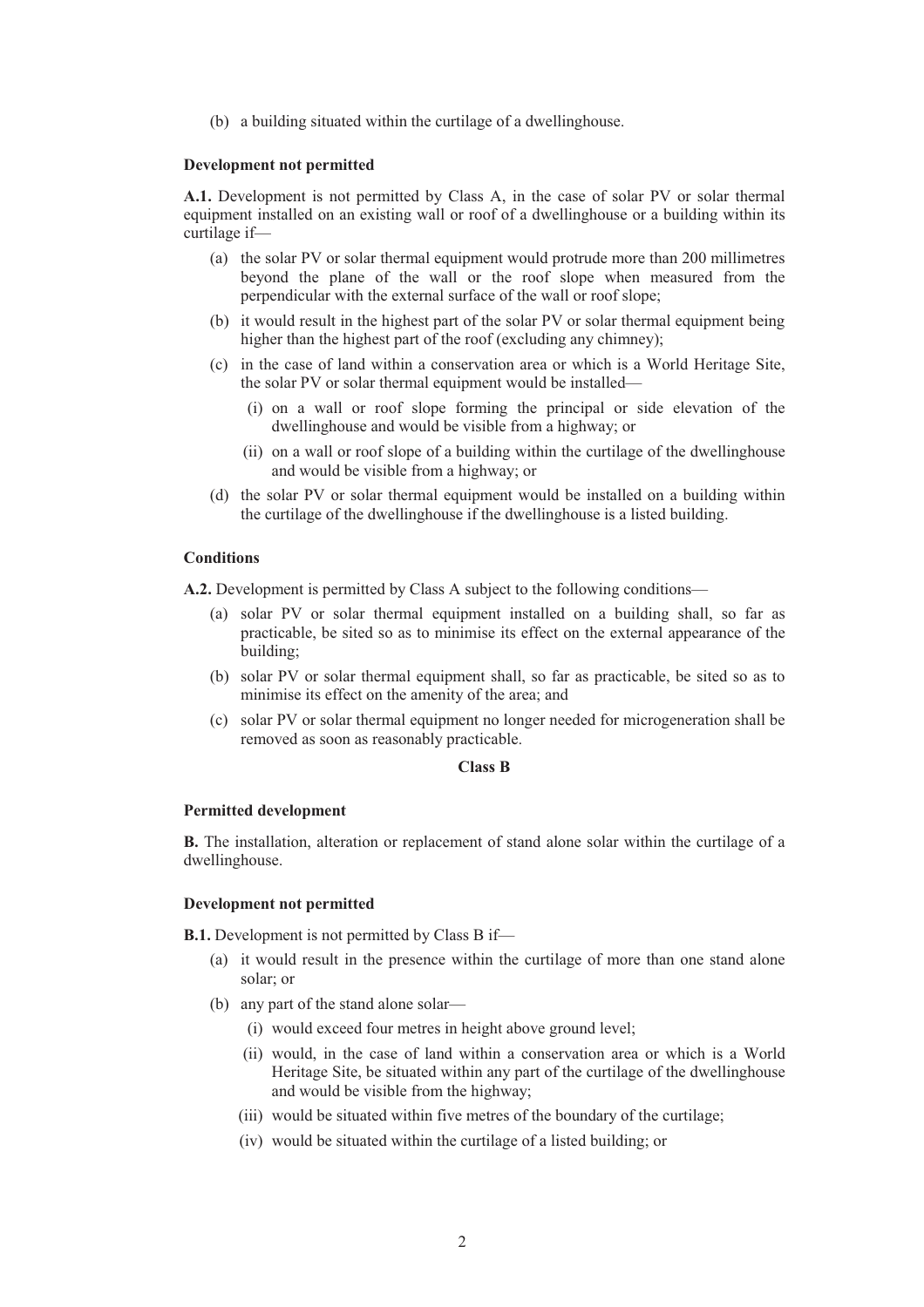(b) a building situated within the curtilage of a dwellinghouse.

**Development not permitted**

**A.1.** Development is not permitted by Class A, in the case of solar PV or solar thermal equipment installed on an existing wall or roof of a dwellinghouse or a building within its curtilage if—

- (a) the solar PV or solar thermal equipment would protrude more than 200 millimetres beyond the plane of the wall or the roof slope when measured from the perpendicular with the external surface of the wall or roof slope;
- (b) it would result in the highest part of the solar PV or solar thermal equipment being higher than the highest part of the roof (excluding any chimney);
- (c) in the case of land within a conservation area or which is a World Heritage Site, the solar PV or solar thermal equipment would be installed—
  - (i) on a wall or roof slope forming the principal or side elevation of the dwellinghouse and would be visible from a highway; or
  - (ii) on a wall or roof slope of a building within the curtilage of the dwellinghouse and would be visible from a highway; or
- (d) the solar PV or solar thermal equipment would be installed on a building within the curtilage of the dwellinghouse if the dwellinghouse is a listed building.

**Conditions**

**A.2.** Development is permitted by Class A subject to the following conditions—

- (a) solar PV or solar thermal equipment installed on a building shall, so far as practicable, be sited so as to minimise its effect on the external appearance of the building;
- (b) solar PV or solar thermal equipment shall, so far as practicable, be sited so as to minimise its effect on the amenity of the area; and
- (c) solar PV or solar thermal equipment no longer needed for microgeneration shall be removed as soon as reasonably practicable.

**Class B**

**Permitted development**

**B.** The installation, alteration or replacement of stand alone solar within the curtilage of a dwellinghouse.

**Development not permitted**

**B.1.** Development is not permitted by Class B if—

- (a) it would result in the presence within the curtilage of more than one stand alone solar; or
- (b) any part of the stand alone solar—
  - (i) would exceed four metres in height above ground level;
  - (ii) would, in the case of land within a conservation area or which is a World Heritage Site, be situated within any part of the curtilage of the dwellinghouse and would be visible from the highway;
  - (iii) would be situated within five metres of the boundary of the curtilage;
  - (iv) would be situated within the curtilage of a listed building; or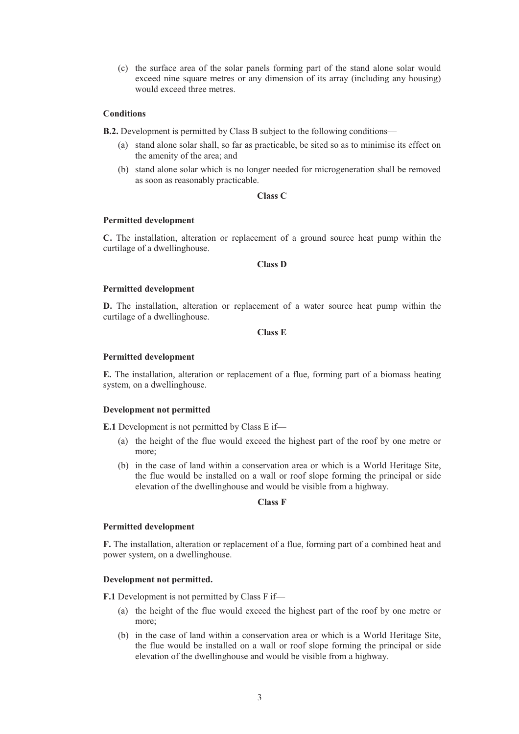(c) the surface area of the solar panels forming part of the stand alone solar would exceed nine square metres or any dimension of its array (including any housing) would exceed three metres.

**Conditions**

**B.2.** Development is permitted by Class B subject to the following conditions—

(a) stand alone solar shall, so far as practicable, be sited so as to minimise its effect on the amenity of the area; and

(b) stand alone solar which is no longer needed for microgeneration shall be removed as soon as reasonably practicable.

**Class C**

**Permitted development**

**C.** The installation, alteration or replacement of a ground source heat pump within the curtilage of a dwellinghouse.

**Class D**

**Permitted development**

**D.** The installation, alteration or replacement of a water source heat pump within the curtilage of a dwellinghouse.

**Class E**

**Permitted development**

**E.** The installation, alteration or replacement of a flue, forming part of a biomass heating system, on a dwellinghouse.

**Development not permitted**

**E.1** Development is not permitted by Class E if—

(a) the height of the flue would exceed the highest part of the roof by one metre or more;

(b) in the case of land within a conservation area or which is a World Heritage Site, the flue would be installed on a wall or roof slope forming the principal or side elevation of the dwellinghouse and would be visible from a highway.

**Class F**

**Permitted development**

**F.** The installation, alteration or replacement of a flue, forming part of a combined heat and power system, on a dwellinghouse.

**Development not permitted.**

**F.1** Development is not permitted by Class F if—

(a) the height of the flue would exceed the highest part of the roof by one metre or more;

(b) in the case of land within a conservation area or which is a World Heritage Site, the flue would be installed on a wall or roof slope forming the principal or side elevation of the dwellinghouse and would be visible from a highway.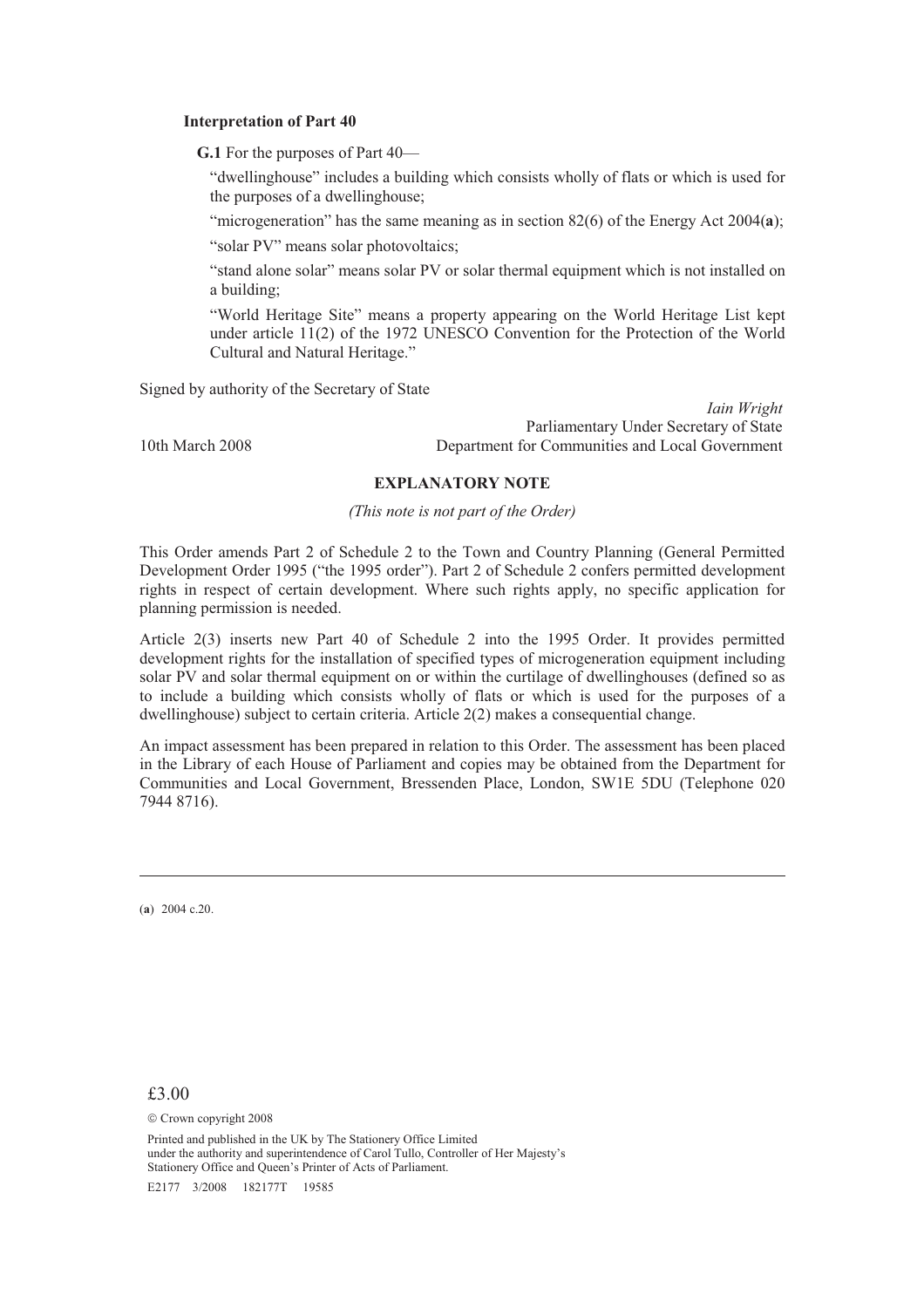**Interpretation of Part 40**

**G.1** For the purposes of Part 40—

"dwellinghouse" includes a building which consists wholly of flats or which is used for the purposes of a dwellinghouse;

"microgeneration" has the same meaning as in section 82(6) of the Energy Act 2004(**a**);

"solar PV" means solar photovoltaics;

"stand alone solar" means solar PV or solar thermal equipment which is not installed on a building;

"World Heritage Site" means a property appearing on the World Heritage List kept under article 11(2) of the 1972 UNESCO Convention for the Protection of the World Cultural and Natural Heritage."

Signed by authority of the Secretary of State

*Iain Wright*
Parliamentary Under Secretary of State
Department for Communities and Local Government

10th March 2008

## EXPLANATORY NOTE

*(This note is not part of the Order)*

This Order amends Part 2 of Schedule 2 to the Town and Country Planning (General Permitted Development Order 1995 ("the 1995 order"). Part 2 of Schedule 2 confers permitted development rights in respect of certain development. Where such rights apply, no specific application for planning permission is needed.

Article 2(3) inserts new Part 40 of Schedule 2 into the 1995 Order. It provides permitted development rights for the installation of specified types of microgeneration equipment including solar PV and solar thermal equipment on or within the curtilage of dwellinghouses (defined so as to include a building which consists wholly of flats or which is used for the purposes of a dwellinghouse) subject to certain criteria. Article 2(2) makes a consequential change.

An impact assessment has been prepared in relation to this Order. The assessment has been placed in the Library of each House of Parliament and copies may be obtained from the Department for Communities and Local Government, Bressenden Place, London, SW1E 5DU (Telephone 020 7944 8716).

---

(**a**) 2004 c.20.

£3.00

© Crown copyright 2008

Printed and published in the UK by The Stationery Office Limited under the authority and superintendence of Carol Tullo, Controller of Her Majesty's Stationery Office and Queen's Printer of Acts of Parliament.

E2177 3/2008 182177T 19585